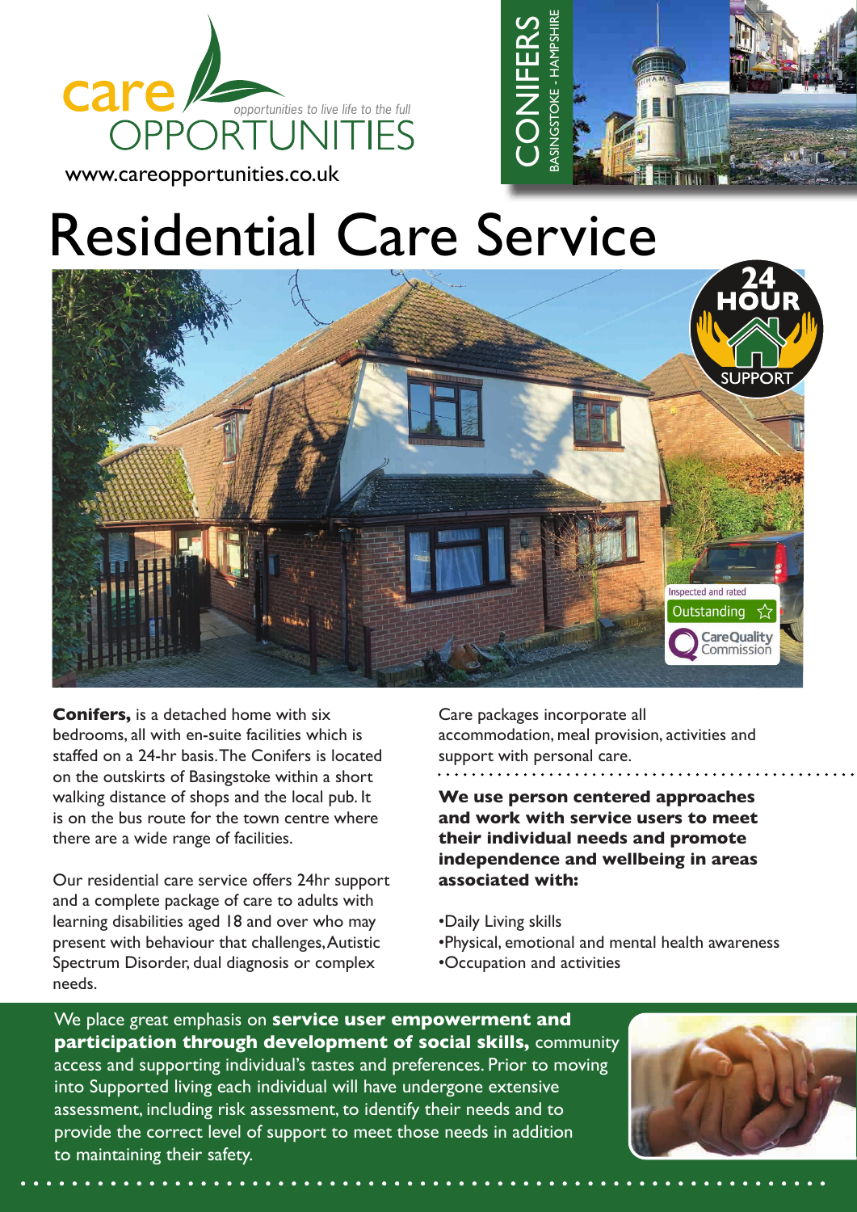care OPPORTUNITIES

*opportunities to live life to the full*

www.careopportunities.co.uk

CONIFERS

BASINGSTOKE - HAMPSHIRE

# Residential Care Service

24 HOUR SUPPORT

Inspected and rated Outstanding

CareQuality Commission

**Conifers,** is a detached home with six bedrooms, all with en-suite facilities which is staffed on a 24-hr basis. The Conifers is located on the outskirts of Basingstoke within a short walking distance of shops and the local pub. It is on the bus route for the town centre where there are a wide range of facilities.

Our residential care service offers 24hr support and a complete package of care to adults with learning disabilities aged 18 and over who may present with behaviour that challenges, Autistic Spectrum Disorder, dual diagnosis or complex needs.

Care packages incorporate all accommodation, meal provision, activities and support with personal care.

**We use person centered approaches and work with service users to meet their individual needs and promote independence and wellbeing in areas associated with:**

- Daily Living skills
- Physical, emotional and mental health awareness
- Occupation and activities

We place great emphasis on **service user empowerment and participation through development of social skills,** community access and supporting individual's tastes and preferences. Prior to moving into Supported living each individual will have undergone extensive assessment, including risk assessment, to identify their needs and to provide the correct level of support to meet those needs in addition to maintaining their safety.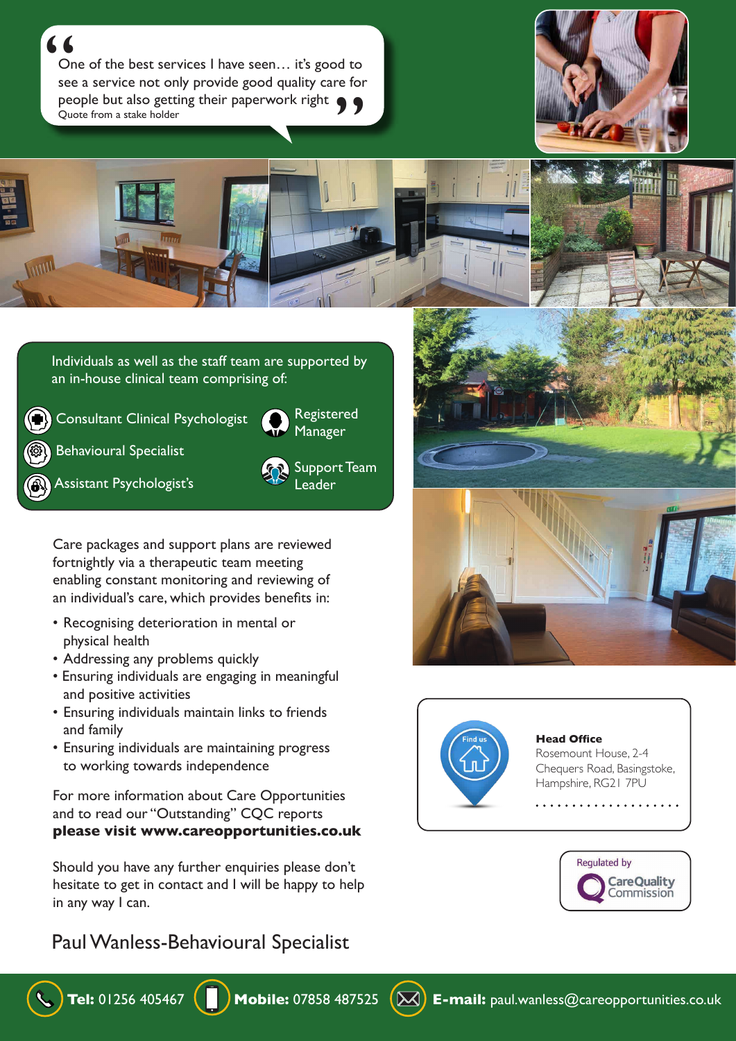> "One of the best services I have seen… it's good to see a service not only provide good quality care for people but also getting their paperwork right"
>
> Quote from a stake holder

Individuals as well as the staff team are supported by an in-house clinical team comprising of:

- Consultant Clinical Psychologist
- Behavioural Specialist
- Assistant Psychologist's
- Registered Manager
- Support Team Leader

Care packages and support plans are reviewed fortnightly via a therapeutic team meeting enabling constant monitoring and reviewing of an individual's care, which provides benefits in:

- Recognising deterioration in mental or physical health
- Addressing any problems quickly
- Ensuring individuals are engaging in meaningful and positive activities
- Ensuring individuals maintain links to friends and family
- Ensuring individuals are maintaining progress to working towards independence

For more information about Care Opportunities and to read our "Outstanding" CQC reports **please visit www.careopportunities.co.uk**

Should you have any further enquiries please don't hesitate to get in contact and I will be happy to help in any way I can.

Paul Wanless-Behavioural Specialist

Find us

**Head Office**
Rosemount House, 2-4
Chequers Road, Basingstoke,
Hampshire, RG21 7PU

Regulated by Care Quality Commission

**Tel:** 01256 405467 **Mobile:** 07858 487525 **E-mail:** paul.wanless@careopportunities.co.uk